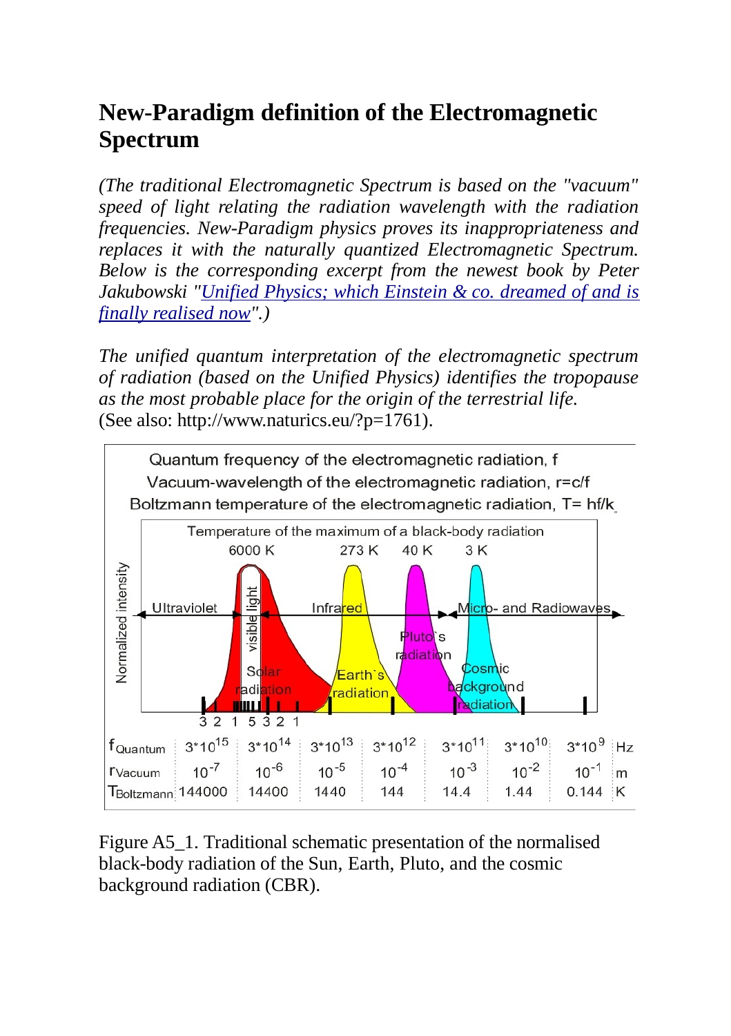# New-Paradigm definition of the Electromagnetic Spectrum

*(The traditional Electromagnetic Spectrum is based on the "vacuum" speed of light relating the radiation wavelength with the radiation frequencies. New-Paradigm physics proves its inappropriateness and replaces it with the naturally quantized Electromagnetic Spectrum. Below is the corresponding excerpt from the newest book by Peter Jakubowski "Unified Physics; which Einstein & co. dreamed of and is finally realised now".)*

*The unified quantum interpretation of the electromagnetic spectrum of radiation (based on the Unified Physics) identifies the tropopause as the most probable place for the origin of the terrestrial life.*
(See also: http://www.naturics.eu/?p=1761).

Quantum frequency of the electromagnetic radiation, f
Vacuum-wavelength of the electromagnetic radiation, r=c/f
Boltzmann temperature of the electromagnetic radiation, T= hf/k

Temperature of the maximum of a black-body radiation: 6000 K, 273 K, 40 K, 3 K

Ultraviolet — visible light — Infrared — Micro- and Radiowaves

Solar radiation, Earth`s radiation, Pluto`s radiation, Cosmic background radiation

Normalized intensity

3 2 1 5 3 2 1

| $f_{Quantum}$ | $3*10^{15}$ | $3*10^{14}$ | $3*10^{13}$ | $3*10^{12}$ | $3*10^{11}$ | $3*10^{10}$ | $3*10^{9}$ | Hz |
|---|---|---|---|---|---|---|---|---|
| $r_{Vacuum}$ | $10^{-7}$ | $10^{-6}$ | $10^{-5}$ | $10^{-4}$ | $10^{-3}$ | $10^{-2}$ | $10^{-1}$ | m |
| $T_{Boltzmann}$ | 144000 | 14400 | 1440 | 144 | 14.4 | 1.44 | 0.144 | K |

Figure A5_1. Traditional schematic presentation of the normalised black-body radiation of the Sun, Earth, Pluto, and the cosmic background radiation (CBR).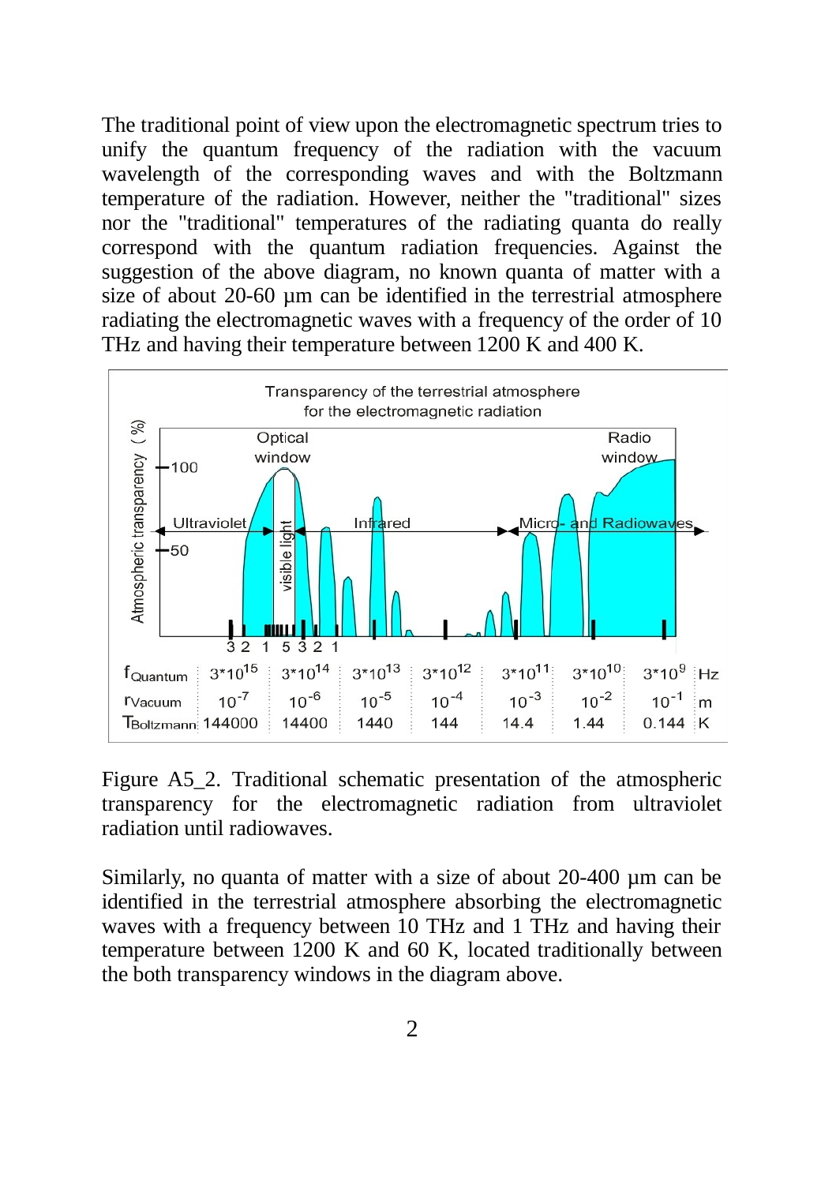The traditional point of view upon the electromagnetic spectrum tries to unify the quantum frequency of the radiation with the vacuum wavelength of the corresponding waves and with the Boltzmann temperature of the radiation. However, neither the "traditional" sizes nor the "traditional" temperatures of the radiating quanta do really correspond with the quantum radiation frequencies. Against the suggestion of the above diagram, no known quanta of matter with a size of about 20-60 µm can be identified in the terrestrial atmosphere radiating the electromagnetic waves with a frequency of the order of 10 THz and having their temperature between 1200 K and 400 K.

Figure A5_2. Traditional schematic presentation of the atmospheric transparency for the electromagnetic radiation from ultraviolet radiation until radiowaves.

Similarly, no quanta of matter with a size of about 20-400 µm can be identified in the terrestrial atmosphere absorbing the electromagnetic waves with a frequency between 10 THz and 1 THz and having their temperature between 1200 K and 60 K, located traditionally between the both transparency windows in the diagram above.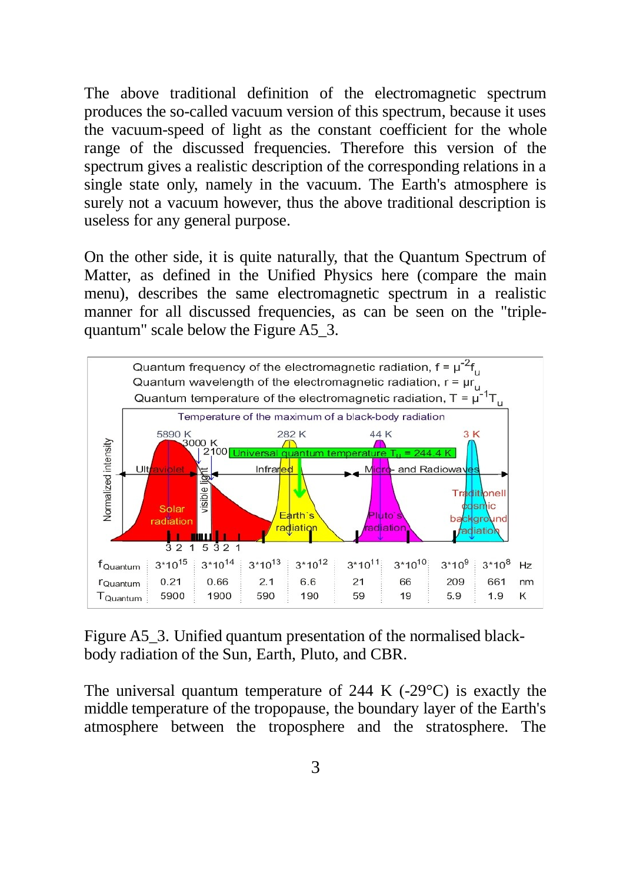The above traditional definition of the electromagnetic spectrum produces the so-called vacuum version of this spectrum, because it uses the vacuum-speed of light as the constant coefficient for the whole range of the discussed frequencies. Therefore this version of the spectrum gives a realistic description of the corresponding relations in a single state only, namely in the vacuum. The Earth's atmosphere is surely not a vacuum however, thus the above traditional description is useless for any general purpose.

On the other side, it is quite naturally, that the Quantum Spectrum of Matter, as defined in the Unified Physics here (compare the main menu), describes the same electromagnetic spectrum in a realistic manner for all discussed frequencies, as can be seen on the "triple-quantum" scale below the Figure A5_3.

Quantum frequency of the electromagnetic radiation, $f = \mu^{-2} f_u$

Quantum wavelength of the electromagnetic radiation, $r = \mu r_u$

Quantum temperature of the electromagnetic radiation, $T = \mu^{-1} T_u$

Temperature of the maximum of a black-body radiation: 5890 K, 3000 K, 2100, 282 K, 44 K, 3 K

Universal quantum temperature $T_u$ = 244.4 K

Ultraviolet | visible light | Infrared | Micro- and Radiowaves

Solar radiation | Earth`s radiation | Pluto`s radiation | Traditionell cosmic background radiation

Normalized intensity

3 2 1 5 3 2 1

| | | | | | | | | | |
|---|---|---|---|---|---|---|---|---|---|
| $f_{Quantum}$ | 3*10[15] | 3*10[14] | 3*10[13] | 3*10[12] | 3*10[11] | 3*10[10] | 3*10[9] | 3*10[8] | Hz |
| $r_{Quantum}$ | 0.21 | 0.66 | 2.1 | 6.6 | 21 | 66 | 209 | 661 | nm |
| $T_{Quantum}$ | 5900 | 1900 | 590 | 190 | 59 | 19 | 5.9 | 1.9 | K |

Figure A5_3. Unified quantum presentation of the normalised black-body radiation of the Sun, Earth, Pluto, and CBR.

The universal quantum temperature of 244 K (-29°C) is exactly the middle temperature of the tropopause, the boundary layer of the Earth's atmosphere between the troposphere and the stratosphere. The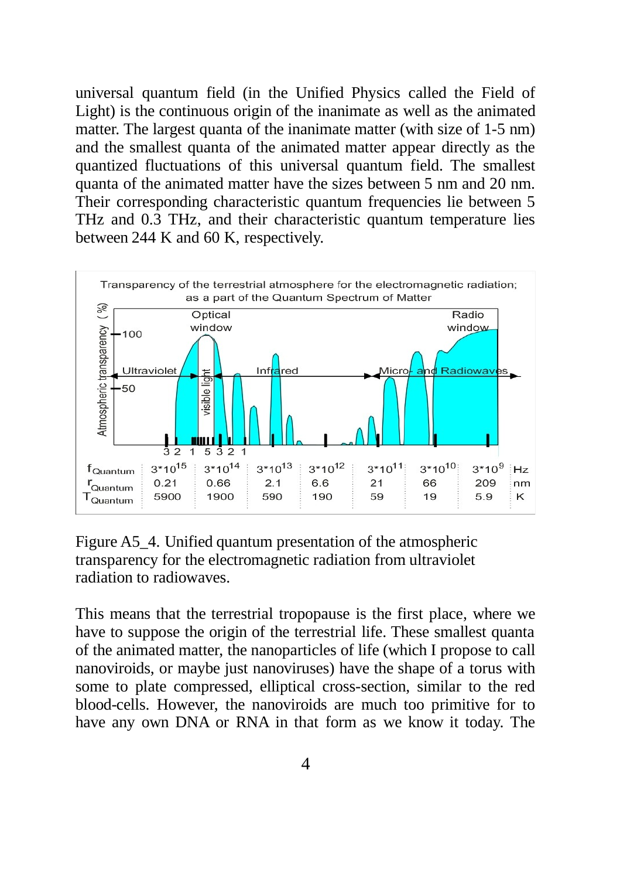universal quantum field (in the Unified Physics called the Field of Light) is the continuous origin of the inanimate as well as the animated matter. The largest quanta of the inanimate matter (with size of 1-5 nm) and the smallest quanta of the animated matter appear directly as the quantized fluctuations of this universal quantum field. The smallest quanta of the animated matter have the sizes between 5 nm and 20 nm. Their corresponding characteristic quantum frequencies lie between 5 THz and 0.3 THz, and their characteristic quantum temperature lies between 244 K and 60 K, respectively.

Transparency of the terrestrial atmosphere for the electromagnetic radiation; as a part of the Quantum Spectrum of Matter

| | | | | | | | | |
|---|---|---|---|---|---|---|---|---|
| $f_{Quantum}$ | $3 \cdot 10^{15}$ | $3 \cdot 10^{14}$ | $3 \cdot 10^{13}$ | $3 \cdot 10^{12}$ | $3 \cdot 10^{11}$ | $3 \cdot 10^{10}$ | $3 \cdot 10^{9}$ | Hz |
| $r_{Quantum}$ | 0.21 | 0.66 | 2.1 | 6.6 | 21 | 66 | 209 | nm |
| $T_{Quantum}$ | 5900 | 1900 | 590 | 190 | 59 | 19 | 5.9 | K |

Figure A5_4. Unified quantum presentation of the atmospheric transparency for the electromagnetic radiation from ultraviolet radiation to radiowaves.

This means that the terrestrial tropopause is the first place, where we have to suppose the origin of the terrestrial life. These smallest quanta of the animated matter, the nanoparticles of life (which I propose to call nanoviroids, or maybe just nanoviruses) have the shape of a torus with some to plate compressed, elliptical cross-section, similar to the red blood-cells. However, the nanoviroids are much too primitive for to have any own DNA or RNA in that form as we know it today. The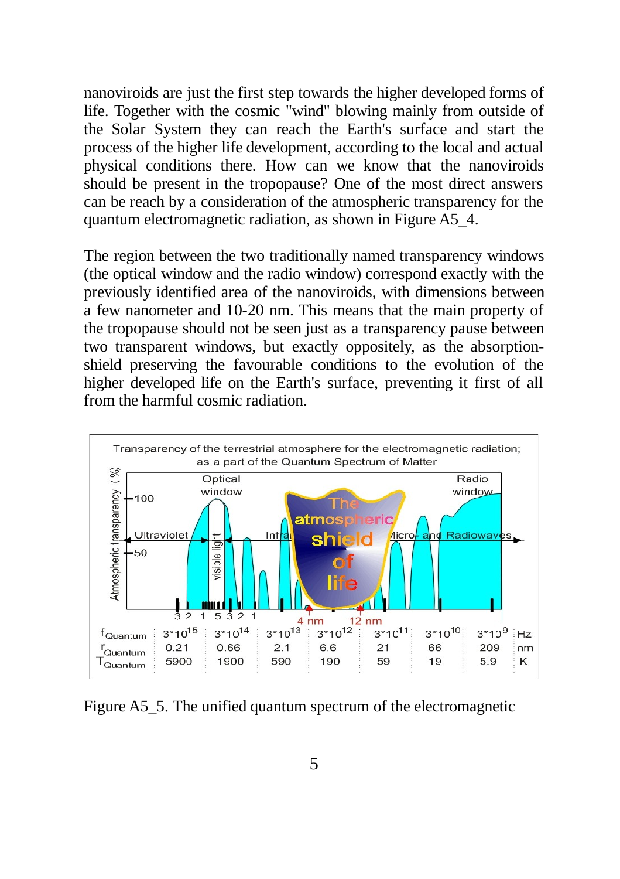nanoviroids are just the first step towards the higher developed forms of life. Together with the cosmic "wind" blowing mainly from outside of the Solar System they can reach the Earth's surface and start the process of the higher life development, according to the local and actual physical conditions there. How can we know that the nanoviroids should be present in the tropopause? One of the most direct answers can be reach by a consideration of the atmospheric transparency for the quantum electromagnetic radiation, as shown in Figure A5_4.

The region between the two traditionally named transparency windows (the optical window and the radio window) correspond exactly with the previously identified area of the nanoviroids, with dimensions between a few nanometer and 10-20 nm. This means that the main property of the tropopause should not be seen just as a transparency pause between two transparent windows, but exactly oppositely, as the absorption-shield preserving the favourable conditions to the evolution of the higher developed life on the Earth's surface, preventing it first of all from the harmful cosmic radiation.

Figure A5_5. The unified quantum spectrum of the electromagnetic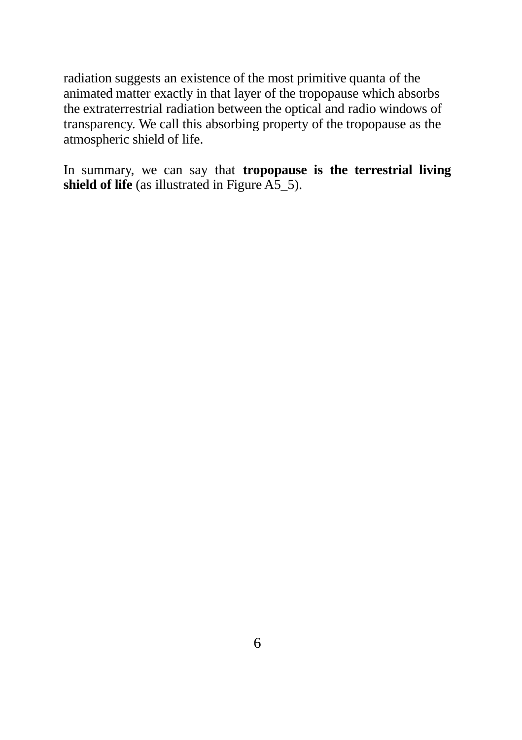radiation suggests an existence of the most primitive quanta of the animated matter exactly in that layer of the tropopause which absorbs the extraterrestrial radiation between the optical and radio windows of transparency. We call this absorbing property of the tropopause as the atmospheric shield of life.

In summary, we can say that **tropopause is the terrestrial living shield of life** (as illustrated in Figure A5_5).